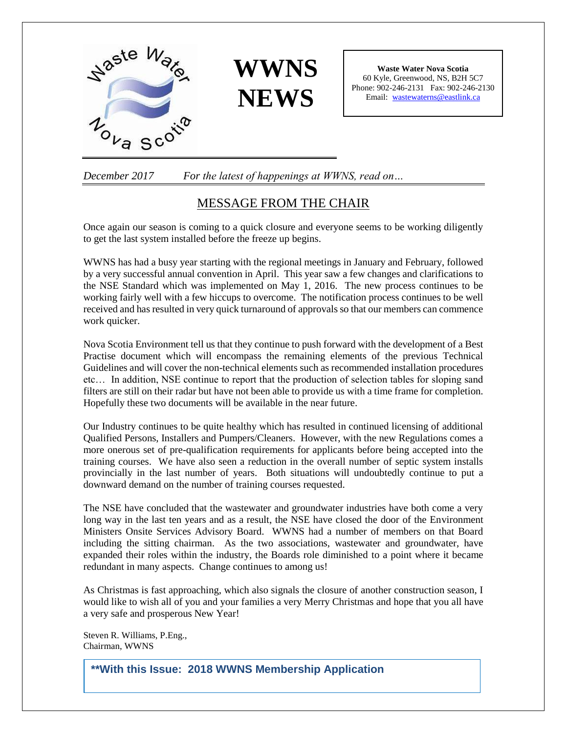# WWNS NEWS

**Waste Water Nova Scotia**
60 Kyle, Greenwood, NS, B2H 5C7
Phone: 902-246-2131 Fax: 902-246-2130
Email: wastewaterns@eastlink.ca

*December 2017* *For the latest of happenings at WWNS, read on…*

## MESSAGE FROM THE CHAIR

Once again our season is coming to a quick closure and everyone seems to be working diligently to get the last system installed before the freeze up begins.

WWNS has had a busy year starting with the regional meetings in January and February, followed by a very successful annual convention in April. This year saw a few changes and clarifications to the NSE Standard which was implemented on May 1, 2016. The new process continues to be working fairly well with a few hiccups to overcome. The notification process continues to be well received and has resulted in very quick turnaround of approvals so that our members can commence work quicker.

Nova Scotia Environment tell us that they continue to push forward with the development of a Best Practise document which will encompass the remaining elements of the previous Technical Guidelines and will cover the non-technical elements such as recommended installation procedures etc… In addition, NSE continue to report that the production of selection tables for sloping sand filters are still on their radar but have not been able to provide us with a time frame for completion. Hopefully these two documents will be available in the near future.

Our Industry continues to be quite healthy which has resulted in continued licensing of additional Qualified Persons, Installers and Pumpers/Cleaners. However, with the new Regulations comes a more onerous set of pre-qualification requirements for applicants before being accepted into the training courses. We have also seen a reduction in the overall number of septic system installs provincially in the last number of years. Both situations will undoubtedly continue to put a downward demand on the number of training courses requested.

The NSE have concluded that the wastewater and groundwater industries have both come a very long way in the last ten years and as a result, the NSE have closed the door of the Environment Ministers Onsite Services Advisory Board. WWNS had a number of members on that Board including the sitting chairman. As the two associations, wastewater and groundwater, have expanded their roles within the industry, the Boards role diminished to a point where it became redundant in many aspects. Change continues to among us!

As Christmas is fast approaching, which also signals the closure of another construction season, I would like to wish all of you and your families a very Merry Christmas and hope that you all have a very safe and prosperous New Year!

Steven R. Williams, P.Eng.,
Chairman, WWNS

**\*\*With this Issue: 2018 WWNS Membership Application**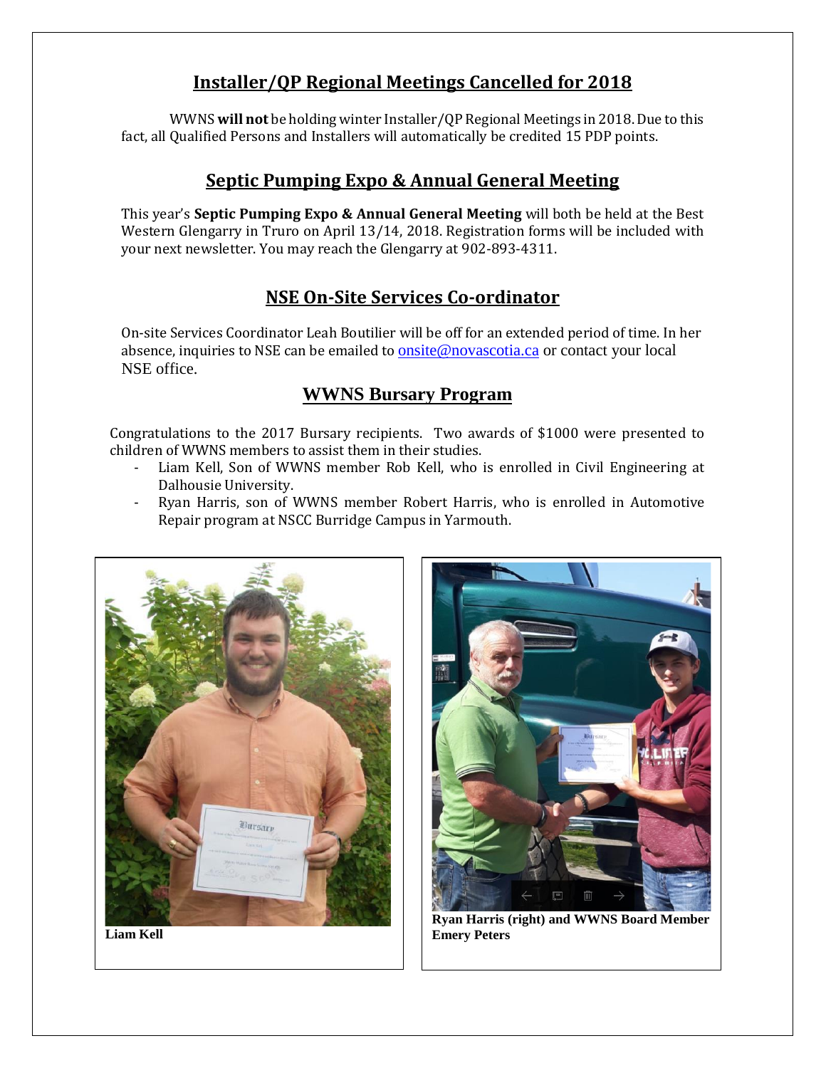## Installer/QP Regional Meetings Cancelled for 2018

WWNS **will not** be holding winter Installer/QP Regional Meetings in 2018. Due to this fact, all Qualified Persons and Installers will automatically be credited 15 PDP points.

## Septic Pumping Expo & Annual General Meeting

This year's **Septic Pumping Expo & Annual General Meeting** will both be held at the Best Western Glengarry in Truro on April 13/14, 2018. Registration forms will be included with your next newsletter. You may reach the Glengarry at 902-893-4311.

## NSE On-Site Services Co-ordinator

On-site Services Coordinator Leah Boutilier will be off for an extended period of time. In her absence, inquiries to NSE can be emailed to onsite@novascotia.ca or contact your local NSE office.

## WWNS Bursary Program

Congratulations to the 2017 Bursary recipients. Two awards of $1000 were presented to children of WWNS members to assist them in their studies.

- Liam Kell, Son of WWNS member Rob Kell, who is enrolled in Civil Engineering at Dalhousie University.
- Ryan Harris, son of WWNS member Robert Harris, who is enrolled in Automotive Repair program at NSCC Burridge Campus in Yarmouth.

**Liam Kell**

**Ryan Harris (right) and WWNS Board Member Emery Peters**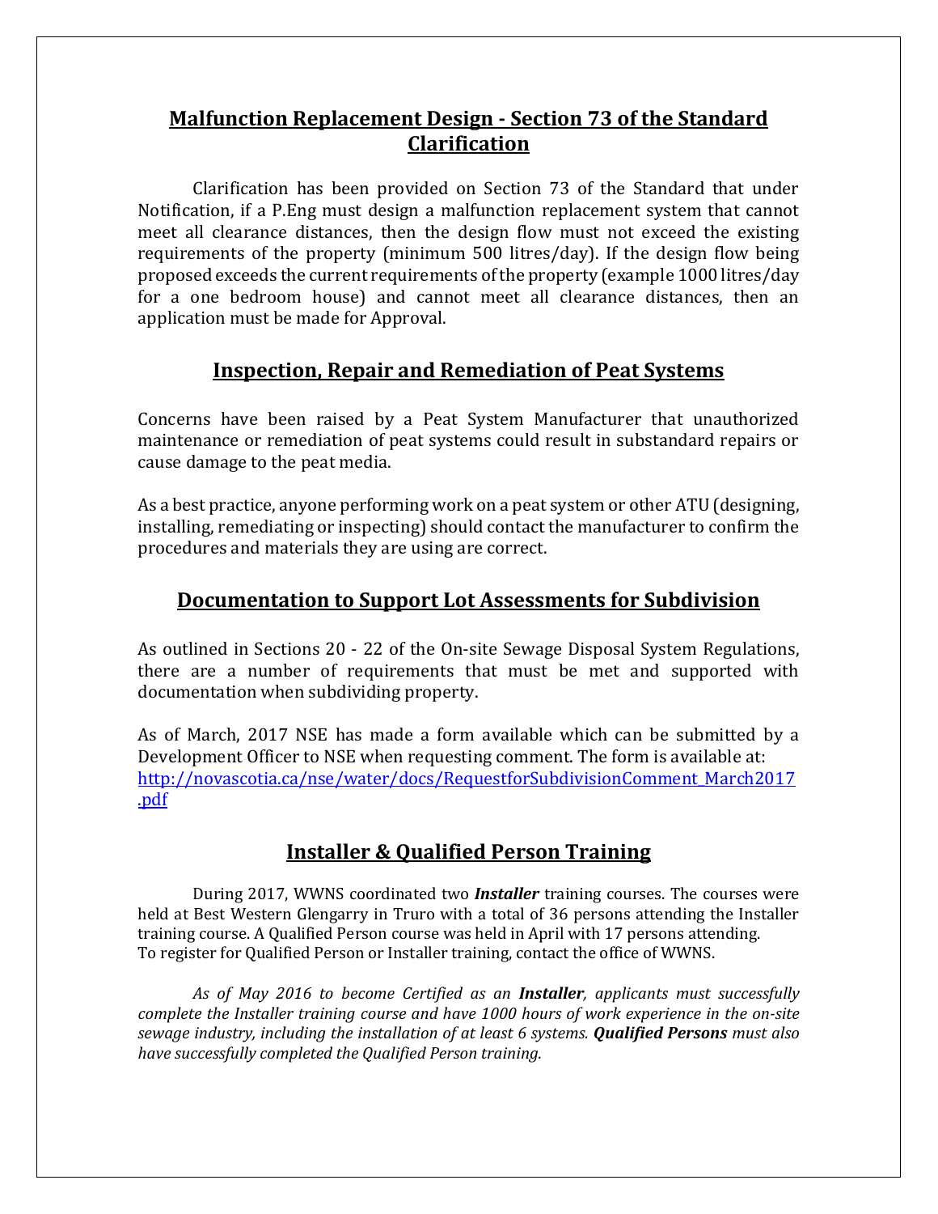## Malfunction Replacement Design - Section 73 of the Standard Clarification

Clarification has been provided on Section 73 of the Standard that under Notification, if a P.Eng must design a malfunction replacement system that cannot meet all clearance distances, then the design flow must not exceed the existing requirements of the property (minimum 500 litres/day). If the design flow being proposed exceeds the current requirements of the property (example 1000 litres/day for a one bedroom house) and cannot meet all clearance distances, then an application must be made for Approval.

## Inspection, Repair and Remediation of Peat Systems

Concerns have been raised by a Peat System Manufacturer that unauthorized maintenance or remediation of peat systems could result in substandard repairs or cause damage to the peat media.

As a best practice, anyone performing work on a peat system or other ATU (designing, installing, remediating or inspecting) should contact the manufacturer to confirm the procedures and materials they are using are correct.

## Documentation to Support Lot Assessments for Subdivision

As outlined in Sections 20 - 22 of the On-site Sewage Disposal System Regulations, there are a number of requirements that must be met and supported with documentation when subdividing property.

As of March, 2017 NSE has made a form available which can be submitted by a Development Officer to NSE when requesting comment. The form is available at: [http://novascotia.ca/nse/water/docs/RequestforSubdivisionComment_March2017.pdf](http://novascotia.ca/nse/water/docs/RequestforSubdivisionComment_March2017.pdf)

## Installer & Qualified Person Training

During 2017, WWNS coordinated two ***Installer*** training courses. The courses were held at Best Western Glengarry in Truro with a total of 36 persons attending the Installer training course. A Qualified Person course was held in April with 17 persons attending. To register for Qualified Person or Installer training, contact the office of WWNS.

*As of May 2016 to become Certified as an **Installer**, applicants must successfully complete the Installer training course and have 1000 hours of work experience in the on-site sewage industry, including the installation of at least 6 systems. **Qualified Persons** must also have successfully completed the Qualified Person training.*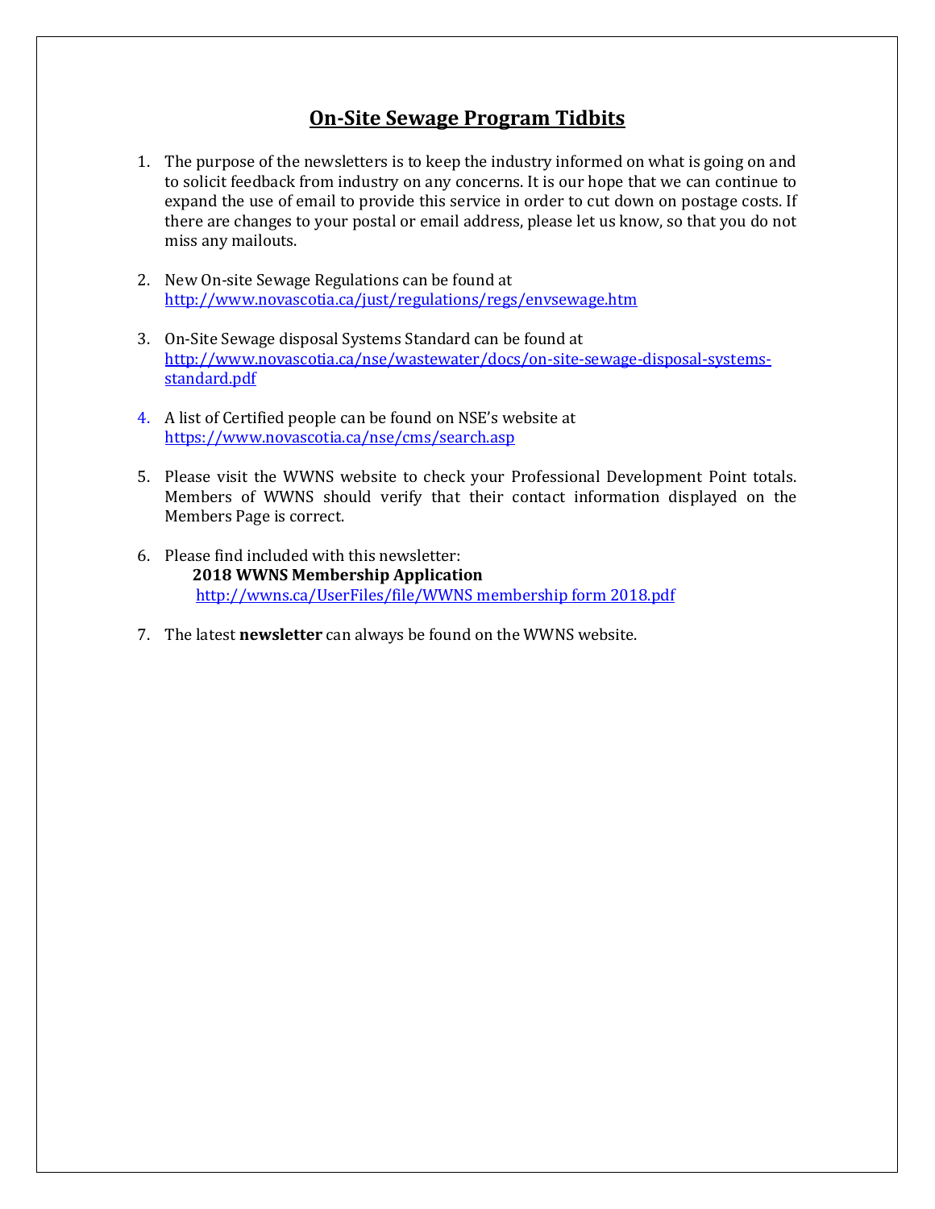## On-Site Sewage Program Tidbits

1. The purpose of the newsletters is to keep the industry informed on what is going on and to solicit feedback from industry on any concerns. It is our hope that we can continue to expand the use of email to provide this service in order to cut down on postage costs. If there are changes to your postal or email address, please let us know, so that you do not miss any mailouts.

2. New On-site Sewage Regulations can be found at http://www.novascotia.ca/just/regulations/regs/envsewage.htm

3. On-Site Sewage disposal Systems Standard can be found at http://www.novascotia.ca/nse/wastewater/docs/on-site-sewage-disposal-systems-standard.pdf

4. A list of Certified people can be found on NSE's website at https://www.novascotia.ca/nse/cms/search.asp

5. Please visit the WWNS website to check your Professional Development Point totals. Members of WWNS should verify that their contact information displayed on the Members Page is correct.

6. Please find included with this newsletter:
   **2018 WWNS Membership Application**
   http://wwns.ca/UserFiles/file/WWNS membership form 2018.pdf

7. The latest **newsletter** can always be found on the WWNS website.